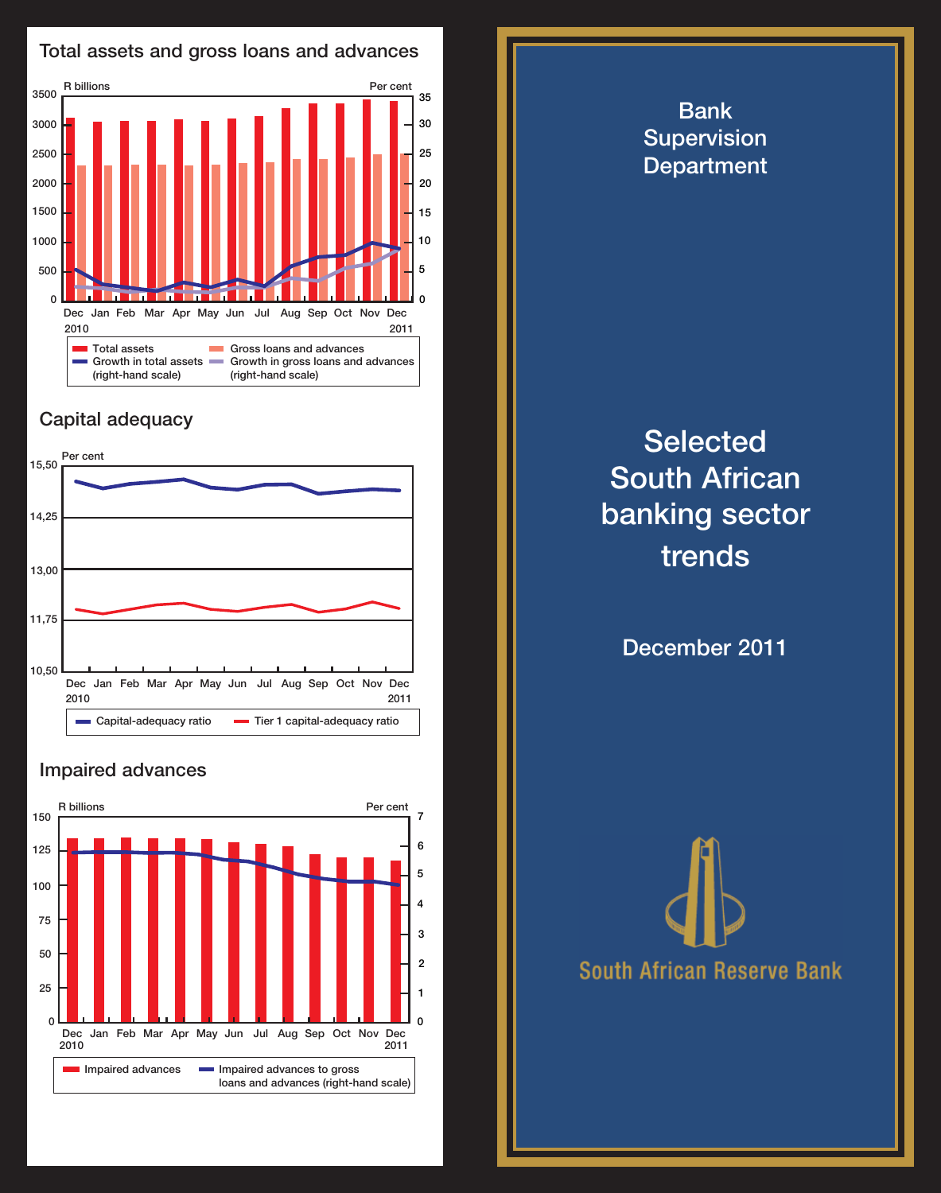## Total assets and gross loans and advances

R billions / Per cent

Dec 2010, Jan, Feb, Mar, Apr, May, Jun, Jul, Aug, Sep, Oct, Nov, Dec 2011

- Total assets
- Gross loans and advances
- Growth in total assets (right-hand scale)
- Growth in gross loans and advances (right-hand scale)

## Capital adequacy

Per cent

Dec 2010, Jan, Feb, Mar, Apr, May, Jun, Jul, Aug, Sep, Oct, Nov, Dec 2011

- Capital-adequacy ratio
- Tier 1 capital-adequacy ratio

## Impaired advances

R billions / Per cent

Dec 2010, Jan, Feb, Mar, Apr, May, Jun, Jul, Aug, Sep, Oct, Nov, Dec 2011

- Impaired advances
- Impaired advances to gross loans and advances (right-hand scale)

Bank Supervision Department

# Selected South African banking sector trends

December 2011

South African Reserve Bank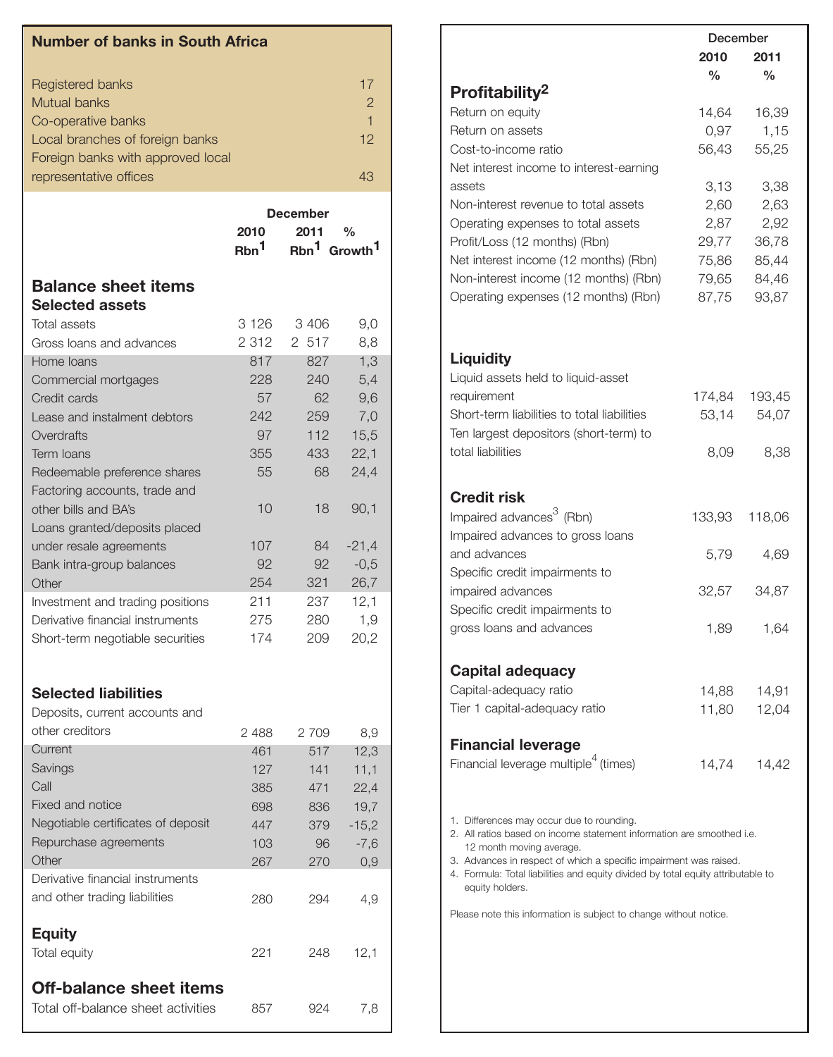## Number of banks in South Africa

| | |
|---|---|
| Registered banks | 17 |
| Mutual banks | 2 |
| Co-operative banks | 1 |
| Local branches of foreign banks | 12 |
| Foreign banks with approved local representative offices | 43 |

| | December 2010 Rbn[1] | 2011 Rbn[1] | % Growth[1] |
|---|---|---|---|
| **Balance sheet items** | | | |
| **Selected assets** | | | |
| Total assets | 3 126 | 3 406 | 9,0 |
| Gross loans and advances | 2 312 | 2 517 | 8,8 |
| Home loans | 817 | 827 | 1,3 |
| Commercial mortgages | 228 | 240 | 5,4 |
| Credit cards | 57 | 62 | 9,6 |
| Lease and instalment debtors | 242 | 259 | 7,0 |
| Overdrafts | 97 | 112 | 15,5 |
| Term loans | 355 | 433 | 22,1 |
| Redeemable preference shares | 55 | 68 | 24,4 |
| Factoring accounts, trade and other bills and BA's | 10 | 18 | 90,1 |
| Loans granted/deposits placed under resale agreements | 107 | 84 | -21,4 |
| Bank intra-group balances | 92 | 92 | -0,5 |
| Other | 254 | 321 | 26,7 |
| Investment and trading positions | 211 | 237 | 12,1 |
| Derivative financial instruments | 275 | 280 | 1,9 |
| Short-term negotiable securities | 174 | 209 | 20,2 |
| **Selected liabilities** | | | |
| Deposits, current accounts and other creditors | 2 488 | 2 709 | 8,9 |
| Current | 461 | 517 | 12,3 |
| Savings | 127 | 141 | 11,1 |
| Call | 385 | 471 | 22,4 |
| Fixed and notice | 698 | 836 | 19,7 |
| Negotiable certificates of deposit | 447 | 379 | -15,2 |
| Repurchase agreements | 103 | 96 | -7,6 |
| Other | 267 | 270 | 0,9 |
| Derivative financial instruments and other trading liabilities | 280 | 294 | 4,9 |
| **Equity** | | | |
| Total equity | 221 | 248 | 12,1 |
| **Off-balance sheet items** | | | |
| Total off-balance sheet activities | 857 | 924 | 7,8 |

| | December 2010 % | 2011 % |
|---|---|---|
| **Profitability[2]** | | |
| Return on equity | 14,64 | 16,39 |
| Return on assets | 0,97 | 1,15 |
| Cost-to-income ratio | 56,43 | 55,25 |
| Net interest income to interest-earning assets | 3,13 | 3,38 |
| Non-interest revenue to total assets | 2,60 | 2,63 |
| Operating expenses to total assets | 2,87 | 2,92 |
| Profit/Loss (12 months) (Rbn) | 29,77 | 36,78 |
| Net interest income (12 months) (Rbn) | 75,86 | 85,44 |
| Non-interest income (12 months) (Rbn) | 79,65 | 84,46 |
| Operating expenses (12 months) (Rbn) | 87,75 | 93,87 |
| **Liquidity** | | |
| Liquid assets held to liquid-asset requirement | 174,84 | 193,45 |
| Short-term liabilities to total liabilities | 53,14 | 54,07 |
| Ten largest depositors (short-term) to total liabilities | 8,09 | 8,38 |
| **Credit risk** | | |
| Impaired advances[3] (Rbn) | 133,93 | 118,06 |
| Impaired advances to gross loans and advances | 5,79 | 4,69 |
| Specific credit impairments to impaired advances | 32,57 | 34,87 |
| Specific credit impairments to gross loans and advances | 1,89 | 1,64 |
| **Capital adequacy** | | |
| Capital-adequacy ratio | 14,88 | 14,91 |
| Tier 1 capital-adequacy ratio | 11,80 | 12,04 |
| **Financial leverage** | | |
| Financial leverage multiple[4] (times) | 14,74 | 14,42 |

1. Differences may occur due to rounding.
2. All ratios based on income statement information are smoothed i.e. 12 month moving average.
3. Advances in respect of which a specific impairment was raised.
4. Formula: Total liabilities and equity divided by total equity attributable to equity holders.

Please note this information is subject to change without notice.